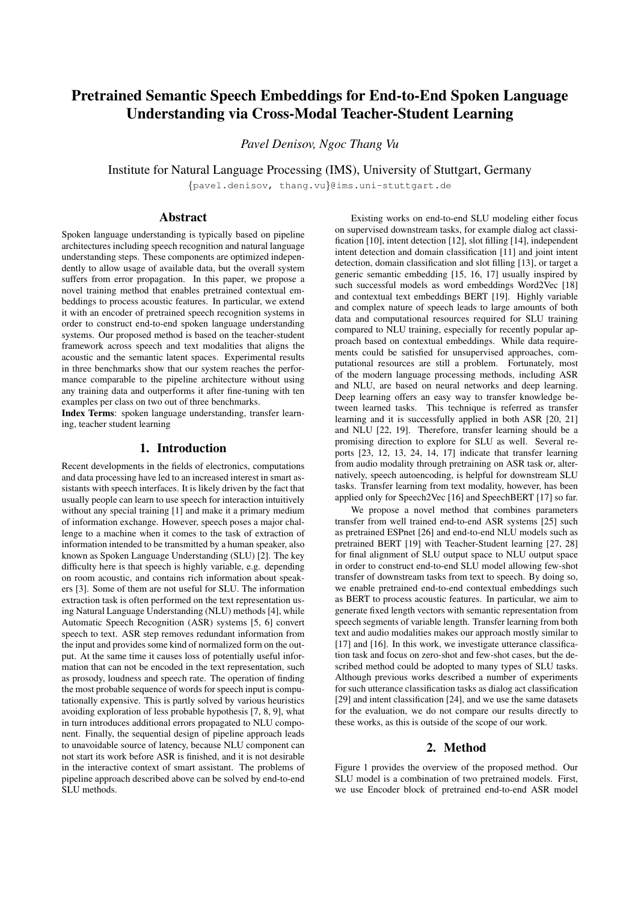# Pretrained Semantic Speech Embeddings for End-to-End Spoken Language Understanding via Cross-Modal Teacher-Student Learning

*Pavel Denisov, Ngoc Thang Vu*

Institute for Natural Language Processing (IMS), University of Stuttgart, Germany

{pavel.denisov, thang.vu}@ims.uni-stuttgart.de

## Abstract

Spoken language understanding is typically based on pipeline architectures including speech recognition and natural language understanding steps. These components are optimized independently to allow usage of available data, but the overall system suffers from error propagation. In this paper, we propose a novel training method that enables pretrained contextual embeddings to process acoustic features. In particular, we extend it with an encoder of pretrained speech recognition systems in order to construct end-to-end spoken language understanding systems. Our proposed method is based on the teacher-student framework across speech and text modalities that aligns the acoustic and the semantic latent spaces. Experimental results in three benchmarks show that our system reaches the performance comparable to the pipeline architecture without using any training data and outperforms it after fine-tuning with ten examples per class on two out of three benchmarks.

**Index Terms**: spoken language understanding, transfer learning, teacher student learning

## 1. Introduction

Recent developments in the fields of electronics, computations and data processing have led to an increased interest in smart assistants with speech interfaces. It is likely driven by the fact that usually people can learn to use speech for interaction intuitively without any special training [1] and make it a primary medium of information exchange. However, speech poses a major challenge to a machine when it comes to the task of extraction of information intended to be transmitted by a human speaker, also known as Spoken Language Understanding (SLU) [2]. The key difficulty here is that speech is highly variable, e.g. depending on room acoustic, and contains rich information about speakers [3]. Some of them are not useful for SLU. The information extraction task is often performed on the text representation using Natural Language Understanding (NLU) methods [4], while Automatic Speech Recognition (ASR) systems [5, 6] convert speech to text. ASR step removes redundant information from the input and provides some kind of normalized form on the output. At the same time it causes loss of potentially useful information that can not be encoded in the text representation, such as prosody, loudness and speech rate. The operation of finding the most probable sequence of words for speech input is computationally expensive. This is partly solved by various heuristics avoiding exploration of less probable hypothesis [7, 8, 9], what in turn introduces additional errors propagated to NLU component. Finally, the sequential design of pipeline approach leads to unavoidable source of latency, because NLU component can not start its work before ASR is finished, and it is not desirable in the interactive context of smart assistant. The problems of pipeline approach described above can be solved by end-to-end SLU methods.

Existing works on end-to-end SLU modeling either focus on supervised downstream tasks, for example dialog act classification [10], intent detection [12], slot filling [14], independent intent detection and domain classification [11] and joint intent detection, domain classification and slot filling [13], or target a generic semantic embedding [15, 16, 17] usually inspired by such successful models as word embeddings Word2Vec [18] and contextual text embeddings BERT [19]. Highly variable and complex nature of speech leads to large amounts of both data and computational resources required for SLU training compared to NLU training, especially for recently popular approach based on contextual embeddings. While data requirements could be satisfied for unsupervised approaches, computational resources are still a problem. Fortunately, most of the modern language processing methods, including ASR and NLU, are based on neural networks and deep learning. Deep learning offers an easy way to transfer knowledge between learned tasks. This technique is referred as transfer learning and it is successfully applied in both ASR [20, 21] and NLU [22, 19]. Therefore, transfer learning should be a promising direction to explore for SLU as well. Several reports [23, 12, 13, 24, 14, 17] indicate that transfer learning from audio modality through pretraining on ASR task or, alternatively, speech autoencoding, is helpful for downstream SLU tasks. Transfer learning from text modality, however, has been applied only for Speech2Vec [16] and SpeechBERT [17] so far.

We propose a novel method that combines parameters transfer from well trained end-to-end ASR systems [25] such as pretrained ESPnet [26] and end-to-end NLU models such as pretrained BERT [19] with Teacher-Student learning [27, 28] for final alignment of SLU output space to NLU output space in order to construct end-to-end SLU model allowing few-shot transfer of downstream tasks from text to speech. By doing so, we enable pretrained end-to-end contextual embeddings such as BERT to process acoustic features. In particular, we aim to generate fixed length vectors with semantic representation from speech segments of variable length. Transfer learning from both text and audio modalities makes our approach mostly similar to [17] and [16]. In this work, we investigate utterance classification task and focus on zero-shot and few-shot cases, but the described method could be adopted to many types of SLU tasks. Although previous works described a number of experiments for such utterance classification tasks as dialog act classification [29] and intent classification [24], and we use the same datasets for the evaluation, we do not compare our results directly to these works, as this is outside of the scope of our work.

## 2. Method

Figure 1 provides the overview of the proposed method. Our SLU model is a combination of two pretrained models. First, we use Encoder block of pretrained end-to-end ASR model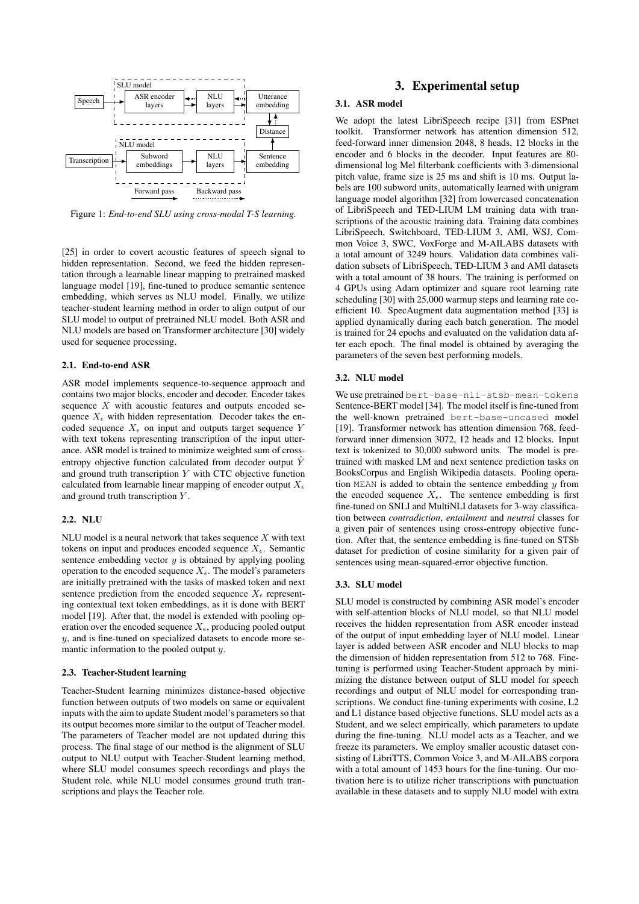Figure 1: *End-to-end SLU using cross-modal T-S learning.*

[25] in order to covert acoustic features of speech signal to hidden representation. Second, we feed the hidden representation through a learnable linear mapping to pretrained masked language model [19], fine-tuned to produce semantic sentence embedding, which serves as NLU model. Finally, we utilize teacher-student learning method in order to align output of our SLU model to output of pretrained NLU model. Both ASR and NLU models are based on Transformer architecture [30] widely used for sequence processing.

### 2.1. End-to-end ASR

ASR model implements sequence-to-sequence approach and contains two major blocks, encoder and decoder. Encoder takes sequence $X$ with acoustic features and outputs encoded sequence $X_\epsilon$ with hidden representation. Decoder takes the encoded sequence $X_\epsilon$ on input and outputs target sequence $Y$ with text tokens representing transcription of the input utterance. ASR model is trained to minimize weighted sum of cross-entropy objective function calculated from decoder output $\hat{Y}$ and ground truth transcription $Y$ with CTC objective function calculated from learnable linear mapping of encoder output $X_\epsilon$ and ground truth transcription $Y$.

### 2.2. NLU

NLU model is a neural network that takes sequence $X$ with text tokens on input and produces encoded sequence $X_\epsilon$. Semantic sentence embedding vector $y$ is obtained by applying pooling operation to the encoded sequence $X_\epsilon$. The model's parameters are initially pretrained with the tasks of masked token and next sentence prediction from the encoded sequence $X_\epsilon$ representing contextual text token embeddings, as it is done with BERT model [19]. After that, the model is extended with pooling operation over the encoded sequence $X_\epsilon$, producing pooled output $y$, and is fine-tuned on specialized datasets to encode more semantic information to the pooled output $y$.

### 2.3. Teacher-Student learning

Teacher-Student learning minimizes distance-based objective function between outputs of two models on same or equivalent inputs with the aim to update Student model's parameters so that its output becomes more similar to the output of Teacher model. The parameters of Teacher model are not updated during this process. The final stage of our method is the alignment of SLU output to NLU output with Teacher-Student learning method, where SLU model consumes speech recordings and plays the Student role, while NLU model consumes ground truth transcriptions and plays the Teacher role.

## 3. Experimental setup

### 3.1. ASR model

We adopt the latest LibriSpeech recipe [31] from ESPnet toolkit. Transformer network has attention dimension 512, feed-forward inner dimension 2048, 8 heads, 12 blocks in the encoder and 6 blocks in the decoder. Input features are 80-dimensional log Mel filterbank coefficients with 3-dimensional pitch value, frame size is 25 ms and shift is 10 ms. Output labels are 100 subword units, automatically learned with unigram language model algorithm [32] from lowercased concatenation of LibriSpeech and TED-LIUM LM training data with transcriptions of the acoustic training data. Training data combines LibriSpeech, Switchboard, TED-LIUM 3, AMI, WSJ, Common Voice 3, SWC, VoxForge and M-AILABS datasets with a total amount of 3249 hours. Validation data combines validation subsets of LibriSpeech, TED-LIUM 3 and AMI datasets with a total amount of 38 hours. The training is performed on 4 GPUs using Adam optimizer and square root learning rate scheduling [30] with 25,000 warmup steps and learning rate coefficient 10. SpecAugment data augmentation method [33] is applied dynamically during each batch generation. The model is trained for 24 epochs and evaluated on the validation data after each epoch. The final model is obtained by averaging the parameters of the seven best performing models.

### 3.2. NLU model

We use pretrained `bert-base-nli-stsb-mean-tokens` Sentence-BERT model [34]. The model itself is fine-tuned from the well-known pretrained `bert-base-uncased` model [19]. Transformer network has attention dimension 768, feed-forward inner dimension 3072, 12 heads and 12 blocks. Input text is tokenized to 30,000 subword units. The model is pretrained with masked LM and next sentence prediction tasks on BooksCorpus and English Wikipedia datasets. Pooling operation `MEAN` is added to obtain the sentence embedding $y$ from the encoded sequence $X_\epsilon$. The sentence embedding is first fine-tuned on SNLI and MultiNLI datasets for 3-way classification between *contradiction*, *entailment* and *neutral* classes for a given pair of sentences using cross-entropy objective function. After that, the sentence embedding is fine-tuned on STSb dataset for prediction of cosine similarity for a given pair of sentences using mean-squared-error objective function.

### 3.3. SLU model

SLU model is constructed by combining ASR model's encoder with self-attention blocks of NLU model, so that NLU model receives the hidden representation from ASR encoder instead of the output of input embedding layer of NLU model. Linear layer is added between ASR encoder and NLU blocks to map the dimension of hidden representation from 512 to 768. Fine-tuning is performed using Teacher-Student approach by minimizing the distance between output of SLU model for speech recordings and output of NLU model for corresponding transcriptions. We conduct fine-tuning experiments with cosine, L2 and L1 distance based objective functions. SLU model acts as a Student, and we select empirically, which parameters to update during the fine-tuning. NLU model acts as a Teacher, and we freeze its parameters. We employ smaller acoustic dataset consisting of LibriTTS, Common Voice 3, and M-AILABS corpora with a total amount of 1453 hours for the fine-tuning. Our motivation here is to utilize richer transcriptions with punctuation available in these datasets and to supply NLU model with extra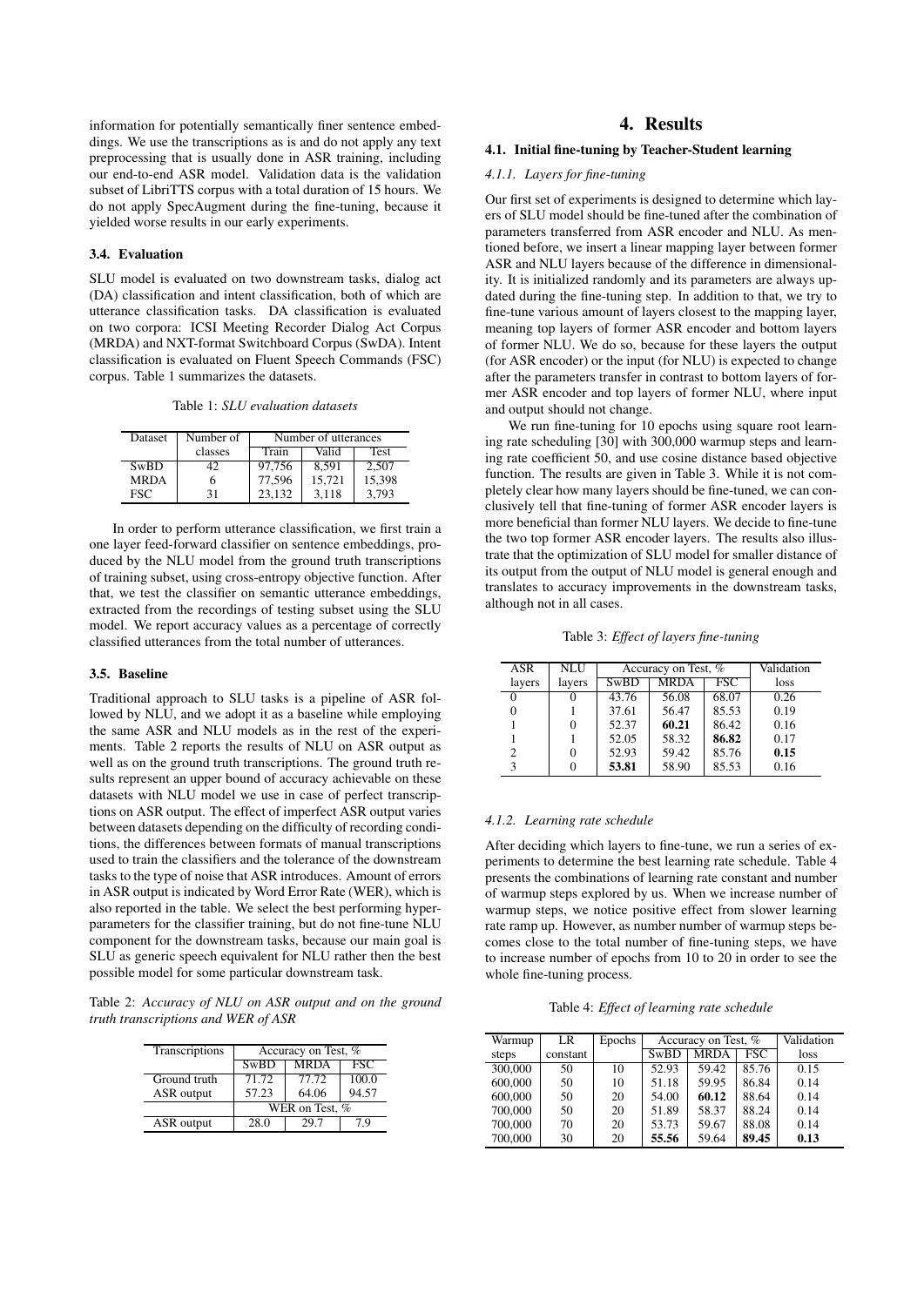information for potentially semantically finer sentence embeddings. We use the transcriptions as is and do not apply any text preprocessing that is usually done in ASR training, including our end-to-end ASR model. Validation data is the validation subset of LibriTTS corpus with a total duration of 15 hours. We do not apply SpecAugment during the fine-tuning, because it yielded worse results in our early experiments.

### 3.4. Evaluation

SLU model is evaluated on two downstream tasks, dialog act (DA) classification and intent classification, both of which are utterance classification tasks. DA classification is evaluated on two corpora: ICSI Meeting Recorder Dialog Act Corpus (MRDA) and NXT-format Switchboard Corpus (SwDA). Intent classification is evaluated on Fluent Speech Commands (FSC) corpus. Table 1 summarizes the datasets.

Table 1: *SLU evaluation datasets*

| Dataset | Number of classes | Number of utterances | | |
|---|---|---|---|---|
| | | Train | Valid | Test |
| SwBD | 42 | 97,756 | 8,591 | 2,507 |
| MRDA | 6 | 77,596 | 15,721 | 15,398 |
| FSC | 31 | 23,132 | 3,118 | 3,793 |

In order to perform utterance classification, we first train a one layer feed-forward classifier on sentence embeddings, produced by the NLU model from the ground truth transcriptions of training subset, using cross-entropy objective function. After that, we test the classifier on semantic utterance embeddings, extracted from the recordings of testing subset using the SLU model. We report accuracy values as a percentage of correctly classified utterances from the total number of utterances.

### 3.5. Baseline

Traditional approach to SLU tasks is a pipeline of ASR followed by NLU, and we adopt it as a baseline while employing the same ASR and NLU models as in the rest of the experiments. Table 2 reports the results of NLU on ASR output as well as on the ground truth transcriptions. The ground truth results represent an upper bound of accuracy achievable on these datasets with NLU model we use in case of perfect transcriptions on ASR output. The effect of imperfect ASR output varies between datasets depending on the difficulty of recording conditions, the differences between formats of manual transcriptions used to train the classifiers and the tolerance of the downstream tasks to the type of noise that ASR introduces. Amount of errors in ASR output is indicated by Word Error Rate (WER), which is also reported in the table. We select the best performing hyperparameters for the classifier training, but do not fine-tune NLU component for the downstream tasks, because our main goal is SLU as generic speech equivalent for NLU rather then the best possible model for some particular downstream task.

Table 2: *Accuracy of NLU on ASR output and on the ground truth transcriptions and WER of ASR*

| Transcriptions | Accuracy on Test, % | | |
|---|---|---|---|
| | SwBD | MRDA | FSC |
| Ground truth | 71.72 | 77.72 | 100.0 |
| ASR output | 57.23 | 64.06 | 94.57 |
| | WER on Test, % | | |
| ASR output | 28.0 | 29.7 | 7.9 |

## 4. Results

### 4.1. Initial fine-tuning by Teacher-Student learning

#### *4.1.1. Layers for fine-tuning*

Our first set of experiments is designed to determine which layers of SLU model should be fine-tuned after the combination of parameters transferred from ASR encoder and NLU. As mentioned before, we insert a linear mapping layer between former ASR and NLU layers because of the difference in dimensionality. It is initialized randomly and its parameters are always updated during the fine-tuning step. In addition to that, we try to fine-tune various amount of layers closest to the mapping layer, meaning top layers of former ASR encoder and bottom layers of former NLU. We do so, because for these layers the output (for ASR encoder) or the input (for NLU) is expected to change after the parameters transfer in contrast to bottom layers of former ASR encoder and top layers of former NLU, where input and output should not change.

We run fine-tuning for 10 epochs using square root learning rate scheduling [30] with 300,000 warmup steps and learning rate coefficient 50, and use cosine distance based objective function. The results are given in Table 3. While it is not completely clear how many layers should be fine-tuned, we can conclusively tell that fine-tuning of former ASR encoder layers is more beneficial than former NLU layers. We decide to fine-tune the two top former ASR encoder layers. The results also illustrate that the optimization of SLU model for smaller distance of its output from the output of NLU model is general enough and translates to accuracy improvements in the downstream tasks, although not in all cases.

Table 3: *Effect of layers fine-tuning*

| ASR layers | NLU layers | Accuracy on Test, % | | | Validation loss |
|---|---|---|---|---|---|
| | | SwBD | MRDA | FSC | |
| 0 | 0 | 43.76 | 56.08 | 68.07 | 0.26 |
| 0 | 1 | 37.61 | 56.47 | 85.53 | 0.19 |
| 1 | 0 | 52.37 | **60.21** | 86.42 | 0.16 |
| 1 | 1 | 52.05 | 58.32 | **86.82** | 0.17 |
| 2 | 0 | 52.93 | 59.42 | 85.76 | **0.15** |
| 3 | 0 | **53.81** | 58.90 | 85.53 | 0.16 |

#### *4.1.2. Learning rate schedule*

After deciding which layers to fine-tune, we run a series of experiments to determine the best learning rate schedule. Table 4 presents the combinations of learning rate constant and number of warmup steps explored by us. When we increase number of warmup steps, we notice positive effect from slower learning rate ramp up. However, as number number of warmup steps becomes close to the total number of fine-tuning steps, we have to increase number of epochs from 10 to 20 in order to see the whole fine-tuning process.

Table 4: *Effect of learning rate schedule*

| Warmup steps | LR constant | Epochs | Accuracy on Test, % | | | Validation loss |
|---|---|---|---|---|---|---|
| | | | SwBD | MRDA | FSC | |
| 300,000 | 50 | 10 | 52.93 | 59.42 | 85.76 | 0.15 |
| 600,000 | 50 | 10 | 51.18 | 59.95 | 86.84 | 0.14 |
| 600,000 | 50 | 20 | 54.00 | **60.12** | 88.64 | 0.14 |
| 700,000 | 50 | 20 | 51.89 | 58.37 | 88.24 | 0.14 |
| 700,000 | 70 | 20 | 53.73 | 59.67 | 88.08 | 0.14 |
| 700,000 | 30 | 20 | **55.56** | 59.64 | **89.45** | **0.13** |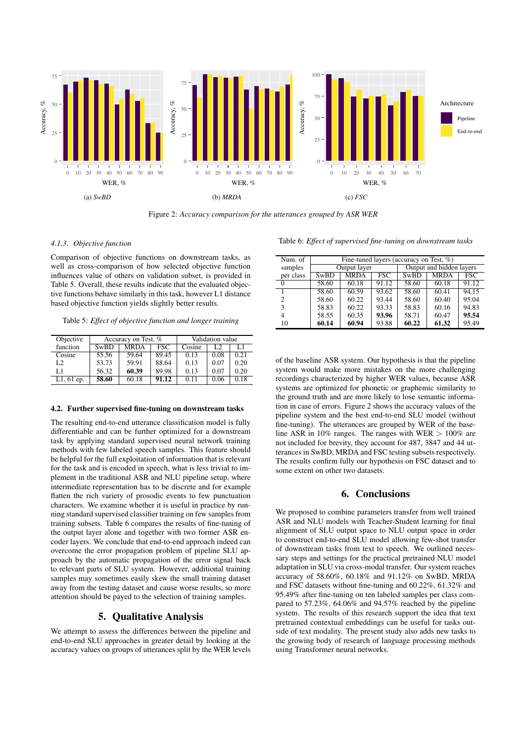Figure 2: *Accuracy comparison for the utterances grouped by ASR WER*

#### 4.1.3. Objective function

Comparison of objective functions on downstream tasks, as well as cross-comparison of how selected objective function influences value of others on validation subset, is provided in Table 5. Overall, these results indicate that the evaluated objective functions behave similarly in this task, however L1 distance based objective function yields slightly better results.

Table 5: *Effect of objective function and longer training*

| Objective function | Accuracy on Test, % | | | Validation value | | |
|---|---|---|---|---|---|---|
| | SwBD | MRDA | FSC | Cosine | L2 | L1 |
| Cosine | 55.56 | 59.64 | 89.45 | 0.13 | 0.08 | 0.21 |
| L2 | 53.73 | 59.91 | 88.64 | 0.13 | 0.07 | 0.20 |
| L1 | 56.32 | **60.39** | 89.98 | 0.13 | 0.07 | 0.20 |
| L1, 61 ep. | **58.60** | 60.18 | **91.12** | 0.11 | 0.06 | 0.18 |

### 4.2. Further supervised fine-tuning on downstream tasks

The resulting end-to-end utterance classification model is fully differentiable and can be further optimized for a downstream task by applying standard supervised neural network training methods with few labeled speech samples. This feature should be helpful for the full exploitation of information that is relevant for the task and is encoded in speech, what is less trivial to implement in the traditional ASR and NLU pipeline setup, where intermediate representation has to be discrete and for example flatten the rich variety of prosodic events to few punctuation characters. We examine whether it is useful in practice by running standard supervised classifier training on few samples from training subsets. Table 6 compares the results of fine-tuning of the output layer alone and together with two former ASR encoder layers. We conclude that end-to-end approach indeed can overcome the error propagation problem of pipeline SLU approach by the automatic propagation of the error signal back to relevant parts of SLU system. However, additional training samples may sometimes easily skew the small training dataset away from the testing dataset and cause worse results, so more attention should be payed to the selection of training samples.

## 5. Qualitative Analysis

We attempt to assess the differences between the pipeline and end-to-end SLU approaches in greater detail by looking at the accuracy values on groups of utterances split by the WER levels of the baseline ASR system. Our hypothesis is that the pipeline system would make more mistakes on the more challenging recordings characterized by higher WER values, because ASR systems are optimized for phonetic or graphemic similarity to the ground truth and are more likely to lose semantic information in case of errors. Figure 2 shows the accuracy values of the pipeline system and the best end-to-end SLU model (without fine-tuning). The utterances are grouped by WER of the baseline ASR in 10% ranges. The ranges with WER $> 100\%$ are not included for brevity, they account for 487, 3847 and 44 utterances in SwBD, MRDA and FSC testing subsets respectively. The results confirm fully our hypothesis on FSC dataset and to some extent on other two datasets.

Table 6: *Effect of supervised fine-tuning on downstream tasks*

| Num. of samples per class | Fine-tuned layers (accuracy on Test, %) | | | | | |
|---|---|---|---|---|---|---|
| | Output layer | | | Output and hidden layers | | |
| | SwBD | MRDA | FSC | SwBD | MRDA | FSC |
| 0 | 58.60 | 60.18 | 91.12 | 58.60 | 60.18 | 91.12 |
| 1 | 58.60 | 60.59 | 93.62 | 58.60 | 60.41 | 94.15 |
| 2 | 58.60 | 60.22 | 93.44 | 58.60 | 60.40 | 95.04 |
| 3 | 58.83 | 60.22 | 93.33 | 58.83 | 60.16 | 94.83 |
| 4 | 58.55 | 60.35 | **93.96** | 58.71 | 60.47 | **95.54** |
| 10 | **60.14** | **60.94** | 93.88 | **60.22** | **61.32** | 95.49 |

## 6. Conclusions

We proposed to combine parameters transfer from well trained ASR and NLU models with Teacher-Student learning for final alignment of SLU output space to NLU output space in order to construct end-to-end SLU model allowing few-shot transfer of downstream tasks from text to speech. We outlined necessary steps and settings for the practical pretrained NLU model adaptation in SLU via cross-modal transfer. Our system reaches accuracy of 58.60%, 60.18% and 91.12% on SwBD, MRDA and FSC datasets without fine-tuning and 60.22%, 61.32% and 95.49% after fine-tuning on ten labeled samples per class compared to 57.23%, 64.06% and 94.57% reached by the pipeline system. The results of this research support the idea that text pretrained contextual embeddings can be useful for tasks outside of text modality. The present study also adds new tasks to the growing body of research of language processing methods using Transformer neural networks.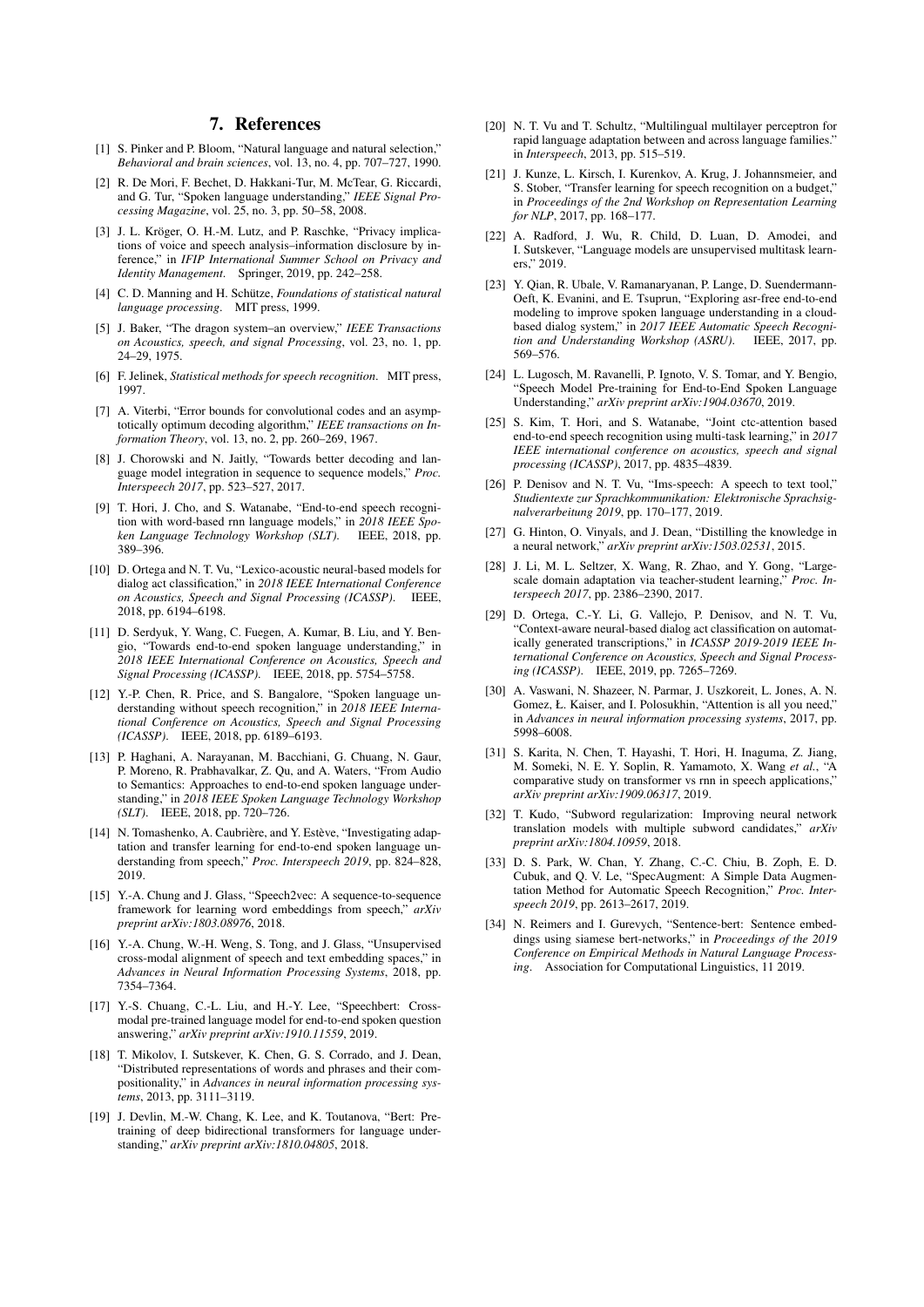## 7. References

[1] S. Pinker and P. Bloom, "Natural language and natural selection," *Behavioral and brain sciences*, vol. 13, no. 4, pp. 707–727, 1990.

[2] R. De Mori, F. Bechet, D. Hakkani-Tur, M. McTear, G. Riccardi, and G. Tur, "Spoken language understanding," *IEEE Signal Processing Magazine*, vol. 25, no. 3, pp. 50–58, 2008.

[3] J. L. Kröger, O. H.-M. Lutz, and P. Raschke, "Privacy implications of voice and speech analysis–information disclosure by inference," in *IFIP International Summer School on Privacy and Identity Management*. Springer, 2019, pp. 242–258.

[4] C. D. Manning and H. Schütze, *Foundations of statistical natural language processing*. MIT press, 1999.

[5] J. Baker, "The dragon system–an overview," *IEEE Transactions on Acoustics, speech, and signal Processing*, vol. 23, no. 1, pp. 24–29, 1975.

[6] F. Jelinek, *Statistical methods for speech recognition*. MIT press, 1997.

[7] A. Viterbi, "Error bounds for convolutional codes and an asymptotically optimum decoding algorithm," *IEEE transactions on Information Theory*, vol. 13, no. 2, pp. 260–269, 1967.

[8] J. Chorowski and N. Jaitly, "Towards better decoding and language model integration in sequence to sequence models," *Proc. Interspeech 2017*, pp. 523–527, 2017.

[9] T. Hori, J. Cho, and S. Watanabe, "End-to-end speech recognition with word-based rnn language models," in *2018 IEEE Spoken Language Technology Workshop (SLT)*. IEEE, 2018, pp. 389–396.

[10] D. Ortega and N. T. Vu, "Lexico-acoustic neural-based models for dialog act classification," in *2018 IEEE International Conference on Acoustics, Speech and Signal Processing (ICASSP)*. IEEE, 2018, pp. 6194–6198.

[11] D. Serdyuk, Y. Wang, C. Fuegen, A. Kumar, B. Liu, and Y. Bengio, "Towards end-to-end spoken language understanding," in *2018 IEEE International Conference on Acoustics, Speech and Signal Processing (ICASSP)*. IEEE, 2018, pp. 5754–5758.

[12] Y.-P. Chen, R. Price, and S. Bangalore, "Spoken language understanding without speech recognition," in *2018 IEEE International Conference on Acoustics, Speech and Signal Processing (ICASSP)*. IEEE, 2018, pp. 6189–6193.

[13] P. Haghani, A. Narayanan, M. Bacchiani, G. Chuang, N. Gaur, P. Moreno, R. Prabhavalkar, Z. Qu, and A. Waters, "From Audio to Semantics: Approaches to end-to-end spoken language understanding," in *2018 IEEE Spoken Language Technology Workshop (SLT)*. IEEE, 2018, pp. 720–726.

[14] N. Tomashenko, A. Caubrière, and Y. Estève, "Investigating adaptation and transfer learning for end-to-end spoken language understanding from speech," *Proc. Interspeech 2019*, pp. 824–828, 2019.

[15] Y.-A. Chung and J. Glass, "Speech2vec: A sequence-to-sequence framework for learning word embeddings from speech," *arXiv preprint arXiv:1803.08976*, 2018.

[16] Y.-A. Chung, W.-H. Weng, S. Tong, and J. Glass, "Unsupervised cross-modal alignment of speech and text embedding spaces," in *Advances in Neural Information Processing Systems*, 2018, pp. 7354–7364.

[17] Y.-S. Chuang, C.-L. Liu, and H.-Y. Lee, "Speechbert: Cross-modal pre-trained language model for end-to-end spoken question answering," *arXiv preprint arXiv:1910.11559*, 2019.

[18] T. Mikolov, I. Sutskever, K. Chen, G. S. Corrado, and J. Dean, "Distributed representations of words and phrases and their compositionality," in *Advances in neural information processing systems*, 2013, pp. 3111–3119.

[19] J. Devlin, M.-W. Chang, K. Lee, and K. Toutanova, "Bert: Pre-training of deep bidirectional transformers for language understanding," *arXiv preprint arXiv:1810.04805*, 2018.

[20] N. T. Vu and T. Schultz, "Multilingual multilayer perceptron for rapid language adaptation between and across language families." in *Interspeech*, 2013, pp. 515–519.

[21] J. Kunze, L. Kirsch, I. Kurenkov, A. Krug, J. Johannsmeier, and S. Stober, "Transfer learning for speech recognition on a budget," in *Proceedings of the 2nd Workshop on Representation Learning for NLP*, 2017, pp. 168–177.

[22] A. Radford, J. Wu, R. Child, D. Luan, D. Amodei, and I. Sutskever, "Language models are unsupervised multitask learners," 2019.

[23] Y. Qian, R. Ubale, V. Ramanaryanan, P. Lange, D. Suendermann-Oeft, K. Evanini, and E. Tsuprun, "Exploring asr-free end-to-end modeling to improve spoken language understanding in a cloud-based dialog system," in *2017 IEEE Automatic Speech Recognition and Understanding Workshop (ASRU)*. IEEE, 2017, pp. 569–576.

[24] L. Lugosch, M. Ravanelli, P. Ignoto, V. S. Tomar, and Y. Bengio, "Speech Model Pre-training for End-to-End Spoken Language Understanding," *arXiv preprint arXiv:1904.03670*, 2019.

[25] S. Kim, T. Hori, and S. Watanabe, "Joint ctc-attention based end-to-end speech recognition using multi-task learning," in *2017 IEEE international conference on acoustics, speech and signal processing (ICASSP)*, 2017, pp. 4835–4839.

[26] P. Denisov and N. T. Vu, "Ims-speech: A speech to text tool," *Studientexte zur Sprachkommunikation: Elektronische Sprachsignalverarbeitung 2019*, pp. 170–177, 2019.

[27] G. Hinton, O. Vinyals, and J. Dean, "Distilling the knowledge in a neural network," *arXiv preprint arXiv:1503.02531*, 2015.

[28] J. Li, M. L. Seltzer, X. Wang, R. Zhao, and Y. Gong, "Large-scale domain adaptation via teacher-student learning," *Proc. Interspeech 2017*, pp. 2386–2390, 2017.

[29] D. Ortega, C.-Y. Li, G. Vallejo, P. Denisov, and N. T. Vu, "Context-aware neural-based dialog act classification on automatically generated transcriptions," in *ICASSP 2019-2019 IEEE International Conference on Acoustics, Speech and Signal Processing (ICASSP)*. IEEE, 2019, pp. 7265–7269.

[30] A. Vaswani, N. Shazeer, N. Parmar, J. Uszkoreit, L. Jones, A. N. Gomez, Ł. Kaiser, and I. Polosukhin, "Attention is all you need," in *Advances in neural information processing systems*, 2017, pp. 5998–6008.

[31] S. Karita, N. Chen, T. Hayashi, T. Hori, H. Inaguma, Z. Jiang, M. Someki, N. E. Y. Soplin, R. Yamamoto, X. Wang *et al.*, "A comparative study on transformer vs rnn in speech applications," *arXiv preprint arXiv:1909.06317*, 2019.

[32] T. Kudo, "Subword regularization: Improving neural network translation models with multiple subword candidates," *arXiv preprint arXiv:1804.10959*, 2018.

[33] D. S. Park, W. Chan, Y. Zhang, C.-C. Chiu, B. Zoph, E. D. Cubuk, and Q. V. Le, "SpecAugment: A Simple Data Augmentation Method for Automatic Speech Recognition," *Proc. Interspeech 2019*, pp. 2613–2617, 2019.

[34] N. Reimers and I. Gurevych, "Sentence-bert: Sentence embeddings using siamese bert-networks," in *Proceedings of the 2019 Conference on Empirical Methods in Natural Language Processing*. Association for Computational Linguistics, 11 2019.